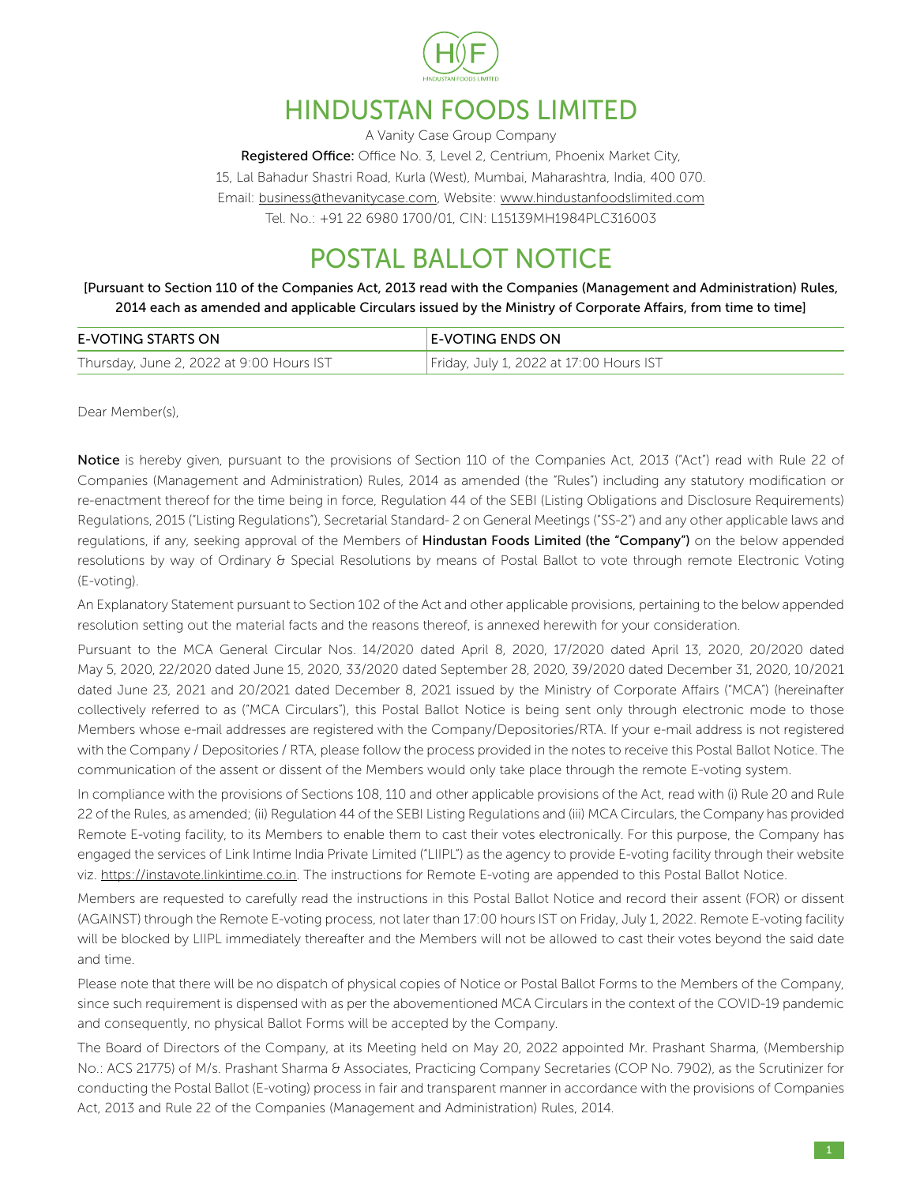# HINDUSTAN FOODS LIMITED

A Vanity Case Group Company

**Registered Office:** Office No. 3, Level 2, Centrium, Phoenix Market City,
15, Lal Bahadur Shastri Road, Kurla (West), Mumbai, Maharashtra, India, 400 070.
Email: business@thevanitycase.com, Website: www.hindustanfoodslimited.com
Tel. No.: +91 22 6980 1700/01, CIN: L15139MH1984PLC316003

# POSTAL BALLOT NOTICE

**[Pursuant to Section 110 of the Companies Act, 2013 read with the Companies (Management and Administration) Rules, 2014 each as amended and applicable Circulars issued by the Ministry of Corporate Affairs, from time to time]**

| E-VOTING STARTS ON | E-VOTING ENDS ON |
| --- | --- |
| Thursday, June 2, 2022 at 9:00 Hours IST | Friday, July 1, 2022 at 17:00 Hours IST |

Dear Member(s),

**Notice** is hereby given, pursuant to the provisions of Section 110 of the Companies Act, 2013 ("Act") read with Rule 22 of Companies (Management and Administration) Rules, 2014 as amended (the "Rules") including any statutory modification or re-enactment thereof for the time being in force, Regulation 44 of the SEBI (Listing Obligations and Disclosure Requirements) Regulations, 2015 ("Listing Regulations"), Secretarial Standard- 2 on General Meetings ("SS-2") and any other applicable laws and regulations, if any, seeking approval of the Members of **Hindustan Foods Limited (the "Company")** on the below appended resolutions by way of Ordinary & Special Resolutions by means of Postal Ballot to vote through remote Electronic Voting (E-voting).

An Explanatory Statement pursuant to Section 102 of the Act and other applicable provisions, pertaining to the below appended resolution setting out the material facts and the reasons thereof, is annexed herewith for your consideration.

Pursuant to the MCA General Circular Nos. 14/2020 dated April 8, 2020, 17/2020 dated April 13, 2020, 20/2020 dated May 5, 2020, 22/2020 dated June 15, 2020, 33/2020 dated September 28, 2020, 39/2020 dated December 31, 2020, 10/2021 dated June 23, 2021 and 20/2021 dated December 8, 2021 issued by the Ministry of Corporate Affairs ("MCA") (hereinafter collectively referred to as ("MCA Circulars"), this Postal Ballot Notice is being sent only through electronic mode to those Members whose e-mail addresses are registered with the Company/Depositories/RTA. If your e-mail address is not registered with the Company / Depositories / RTA, please follow the process provided in the notes to receive this Postal Ballot Notice. The communication of the assent or dissent of the Members would only take place through the remote E-voting system.

In compliance with the provisions of Sections 108, 110 and other applicable provisions of the Act, read with (i) Rule 20 and Rule 22 of the Rules, as amended; (ii) Regulation 44 of the SEBI Listing Regulations and (iii) MCA Circulars, the Company has provided Remote E-voting facility, to its Members to enable them to cast their votes electronically. For this purpose, the Company has engaged the services of Link Intime India Private Limited ("LIIPL") as the agency to provide E-voting facility through their website viz. https://instavote.linkintime.co.in. The instructions for Remote E-voting are appended to this Postal Ballot Notice.

Members are requested to carefully read the instructions in this Postal Ballot Notice and record their assent (FOR) or dissent (AGAINST) through the Remote E-voting process, not later than 17:00 hours IST on Friday, July 1, 2022. Remote E-voting facility will be blocked by LIIPL immediately thereafter and the Members will not be allowed to cast their votes beyond the said date and time.

Please note that there will be no dispatch of physical copies of Notice or Postal Ballot Forms to the Members of the Company, since such requirement is dispensed with as per the abovementioned MCA Circulars in the context of the COVID-19 pandemic and consequently, no physical Ballot Forms will be accepted by the Company.

The Board of Directors of the Company, at its Meeting held on May 20, 2022 appointed Mr. Prashant Sharma, (Membership No.: ACS 21775) of M/s. Prashant Sharma & Associates, Practicing Company Secretaries (COP No. 7902), as the Scrutinizer for conducting the Postal Ballot (E-voting) process in fair and transparent manner in accordance with the provisions of Companies Act, 2013 and Rule 22 of the Companies (Management and Administration) Rules, 2014.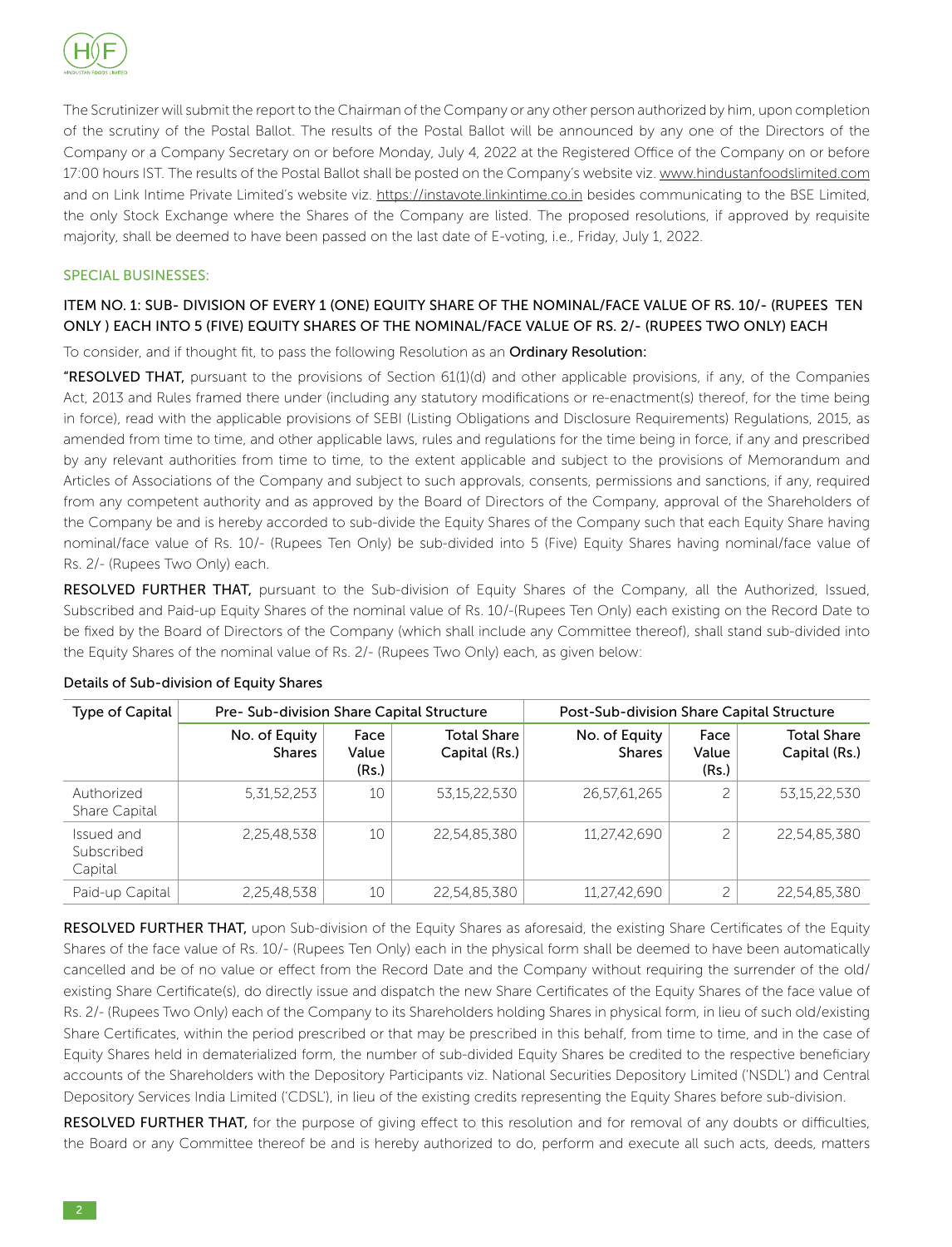The Scrutinizer will submit the report to the Chairman of the Company or any other person authorized by him, upon completion of the scrutiny of the Postal Ballot. The results of the Postal Ballot will be announced by any one of the Directors of the Company or a Company Secretary on or before Monday, July 4, 2022 at the Registered Office of the Company on or before 17:00 hours IST. The results of the Postal Ballot shall be posted on the Company's website viz. www.hindustanfoodslimited.com and on Link Intime Private Limited's website viz. https://instavote.linkintime.co.in besides communicating to the BSE Limited, the only Stock Exchange where the Shares of the Company are listed. The proposed resolutions, if approved by requisite majority, shall be deemed to have been passed on the last date of E-voting, i.e., Friday, July 1, 2022.

## SPECIAL BUSINESSES:

### ITEM NO. 1: SUB- DIVISION OF EVERY 1 (ONE) EQUITY SHARE OF THE NOMINAL/FACE VALUE OF RS. 10/- (RUPEES TEN ONLY ) EACH INTO 5 (FIVE) EQUITY SHARES OF THE NOMINAL/FACE VALUE OF RS. 2/- (RUPEES TWO ONLY) EACH

To consider, and if thought fit, to pass the following Resolution as an **Ordinary Resolution:**

"**RESOLVED THAT,** pursuant to the provisions of Section 61(1)(d) and other applicable provisions, if any, of the Companies Act, 2013 and Rules framed there under (including any statutory modifications or re-enactment(s) thereof, for the time being in force), read with the applicable provisions of SEBI (Listing Obligations and Disclosure Requirements) Regulations, 2015, as amended from time to time, and other applicable laws, rules and regulations for the time being in force, if any and prescribed by any relevant authorities from time to time, to the extent applicable and subject to the provisions of Memorandum and Articles of Associations of the Company and subject to such approvals, consents, permissions and sanctions, if any, required from any competent authority and as approved by the Board of Directors of the Company, approval of the Shareholders of the Company be and is hereby accorded to sub-divide the Equity Shares of the Company such that each Equity Share having nominal/face value of Rs. 10/- (Rupees Ten Only) be sub-divided into 5 (Five) Equity Shares having nominal/face value of Rs. 2/- (Rupees Two Only) each.

**RESOLVED FURTHER THAT,** pursuant to the Sub-division of Equity Shares of the Company, all the Authorized, Issued, Subscribed and Paid-up Equity Shares of the nominal value of Rs. 10/-(Rupees Ten Only) each existing on the Record Date to be fixed by the Board of Directors of the Company (which shall include any Committee thereof), shall stand sub-divided into the Equity Shares of the nominal value of Rs. 2/- (Rupees Two Only) each, as given below:

Details of Sub-division of Equity Shares

| Type of Capital | Pre- Sub-division Share Capital Structure | | | Post-Sub-division Share Capital Structure | | |
|---|---|---|---|---|---|---|
| | No. of Equity Shares | Face Value (Rs.) | Total Share Capital (Rs.) | No. of Equity Shares | Face Value (Rs.) | Total Share Capital (Rs.) |
| Authorized Share Capital | 5,31,52,253 | 10 | 53,15,22,530 | 26,57,61,265 | 2 | 53,15,22,530 |
| Issued and Subscribed Capital | 2,25,48,538 | 10 | 22,54,85,380 | 11,27,42,690 | 2 | 22,54,85,380 |
| Paid-up Capital | 2,25,48,538 | 10 | 22,54,85,380 | 11,27,42,690 | 2 | 22,54,85,380 |

**RESOLVED FURTHER THAT,** upon Sub-division of the Equity Shares as aforesaid, the existing Share Certificates of the Equity Shares of the face value of Rs. 10/- (Rupees Ten Only) each in the physical form shall be deemed to have been automatically cancelled and be of no value or effect from the Record Date and the Company without requiring the surrender of the old/ existing Share Certificate(s), do directly issue and dispatch the new Share Certificates of the Equity Shares of the face value of Rs. 2/- (Rupees Two Only) each of the Company to its Shareholders holding Shares in physical form, in lieu of such old/existing Share Certificates, within the period prescribed or that may be prescribed in this behalf, from time to time, and in the case of Equity Shares held in dematerialized form, the number of sub-divided Equity Shares be credited to the respective beneficiary accounts of the Shareholders with the Depository Participants viz. National Securities Depository Limited ('NSDL') and Central Depository Services India Limited ('CDSL'), in lieu of the existing credits representing the Equity Shares before sub-division.

**RESOLVED FURTHER THAT,** for the purpose of giving effect to this resolution and for removal of any doubts or difficulties, the Board or any Committee thereof be and is hereby authorized to do, perform and execute all such acts, deeds, matters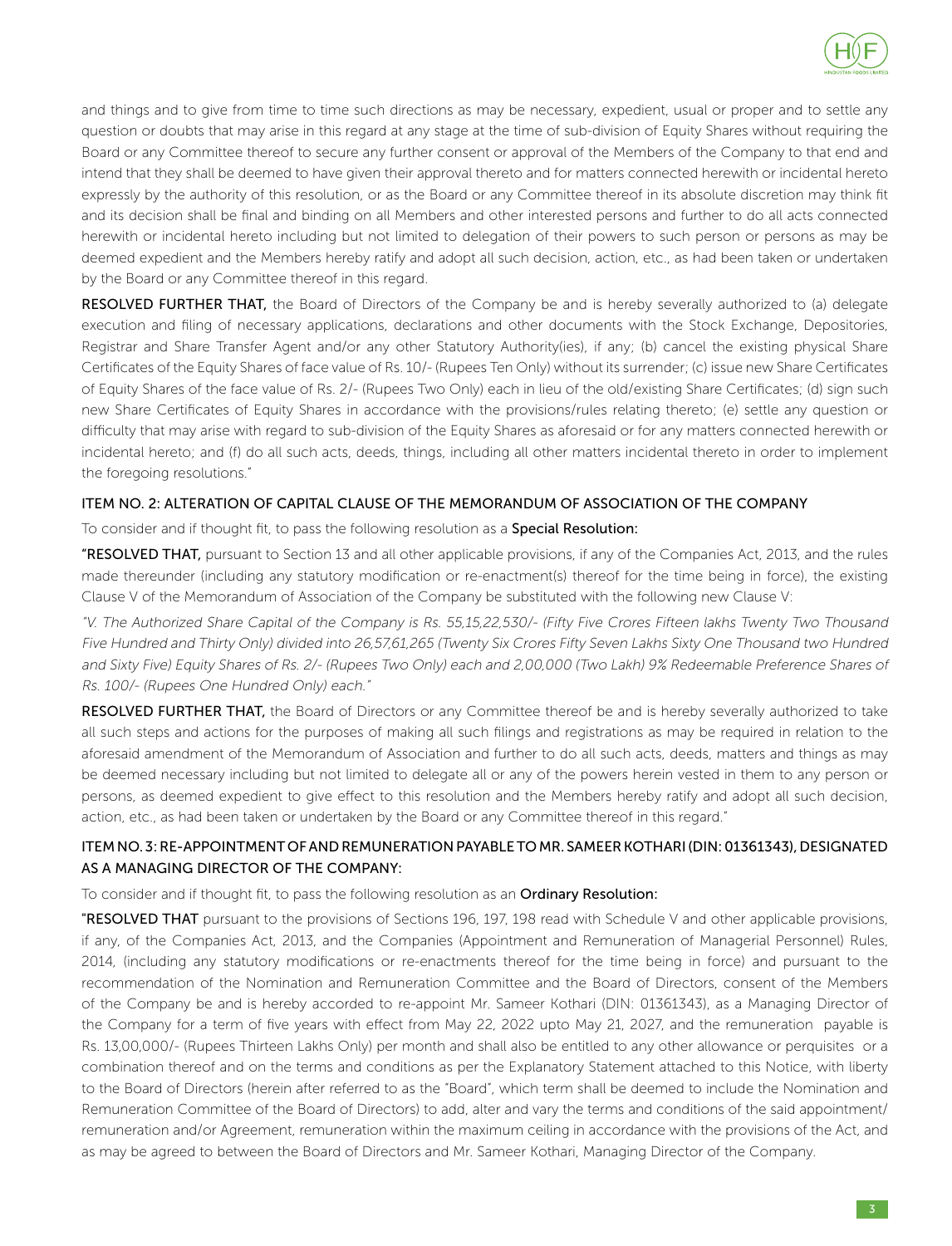and things and to give from time to time such directions as may be necessary, expedient, usual or proper and to settle any question or doubts that may arise in this regard at any stage at the time of sub-division of Equity Shares without requiring the Board or any Committee thereof to secure any further consent or approval of the Members of the Company to that end and intend that they shall be deemed to have given their approval thereto and for matters connected herewith or incidental hereto expressly by the authority of this resolution, or as the Board or any Committee thereof in its absolute discretion may think fit and its decision shall be final and binding on all Members and other interested persons and further to do all acts connected herewith or incidental hereto including but not limited to delegation of their powers to such person or persons as may be deemed expedient and the Members hereby ratify and adopt all such decision, action, etc., as had been taken or undertaken by the Board or any Committee thereof in this regard.

**RESOLVED FURTHER THAT,** the Board of Directors of the Company be and is hereby severally authorized to (a) delegate execution and filing of necessary applications, declarations and other documents with the Stock Exchange, Depositories, Registrar and Share Transfer Agent and/or any other Statutory Authority(ies), if any; (b) cancel the existing physical Share Certificates of the Equity Shares of face value of Rs. 10/- (Rupees Ten Only) without its surrender; (c) issue new Share Certificates of Equity Shares of the face value of Rs. 2/- (Rupees Two Only) each in lieu of the old/existing Share Certificates; (d) sign such new Share Certificates of Equity Shares in accordance with the provisions/rules relating thereto; (e) settle any question or difficulty that may arise with regard to sub-division of the Equity Shares as aforesaid or for any matters connected herewith or incidental hereto; and (f) do all such acts, deeds, things, including all other matters incidental thereto in order to implement the foregoing resolutions."

## ITEM NO. 2: ALTERATION OF CAPITAL CLAUSE OF THE MEMORANDUM OF ASSOCIATION OF THE COMPANY

To consider and if thought fit, to pass the following resolution as a **Special Resolution:**

"**RESOLVED THAT,** pursuant to Section 13 and all other applicable provisions, if any of the Companies Act, 2013, and the rules made thereunder (including any statutory modification or re-enactment(s) thereof for the time being in force), the existing Clause V of the Memorandum of Association of the Company be substituted with the following new Clause V:

*"V. The Authorized Share Capital of the Company is Rs. 55,15,22,530/- (Fifty Five Crores Fifteen lakhs Twenty Two Thousand Five Hundred and Thirty Only) divided into 26,57,61,265 (Twenty Six Crores Fifty Seven Lakhs Sixty One Thousand two Hundred and Sixty Five) Equity Shares of Rs. 2/- (Rupees Two Only) each and 2,00,000 (Two Lakh) 9% Redeemable Preference Shares of Rs. 100/- (Rupees One Hundred Only) each."*

**RESOLVED FURTHER THAT,** the Board of Directors or any Committee thereof be and is hereby severally authorized to take all such steps and actions for the purposes of making all such filings and registrations as may be required in relation to the aforesaid amendment of the Memorandum of Association and further to do all such acts, deeds, matters and things as may be deemed necessary including but not limited to delegate all or any of the powers herein vested in them to any person or persons, as deemed expedient to give effect to this resolution and the Members hereby ratify and adopt all such decision, action, etc., as had been taken or undertaken by the Board or any Committee thereof in this regard."

## ITEM NO. 3: RE-APPOINTMENT OF AND REMUNERATION PAYABLE TO MR. SAMEER KOTHARI (DIN: 01361343), DESIGNATED AS A MANAGING DIRECTOR OF THE COMPANY:

To consider and if thought fit, to pass the following resolution as an **Ordinary Resolution:**

"**RESOLVED THAT** pursuant to the provisions of Sections 196, 197, 198 read with Schedule V and other applicable provisions, if any, of the Companies Act, 2013, and the Companies (Appointment and Remuneration of Managerial Personnel) Rules, 2014, (including any statutory modifications or re-enactments thereof for the time being in force) and pursuant to the recommendation of the Nomination and Remuneration Committee and the Board of Directors, consent of the Members of the Company be and is hereby accorded to re-appoint Mr. Sameer Kothari (DIN: 01361343), as a Managing Director of the Company for a term of five years with effect from May 22, 2022 upto May 21, 2027, and the remuneration payable is Rs. 13,00,000/- (Rupees Thirteen Lakhs Only) per month and shall also be entitled to any other allowance or perquisites or a combination thereof and on the terms and conditions as per the Explanatory Statement attached to this Notice, with liberty to the Board of Directors (herein after referred to as the "Board", which term shall be deemed to include the Nomination and Remuneration Committee of the Board of Directors) to add, alter and vary the terms and conditions of the said appointment/ remuneration and/or Agreement, remuneration within the maximum ceiling in accordance with the provisions of the Act, and as may be agreed to between the Board of Directors and Mr. Sameer Kothari, Managing Director of the Company.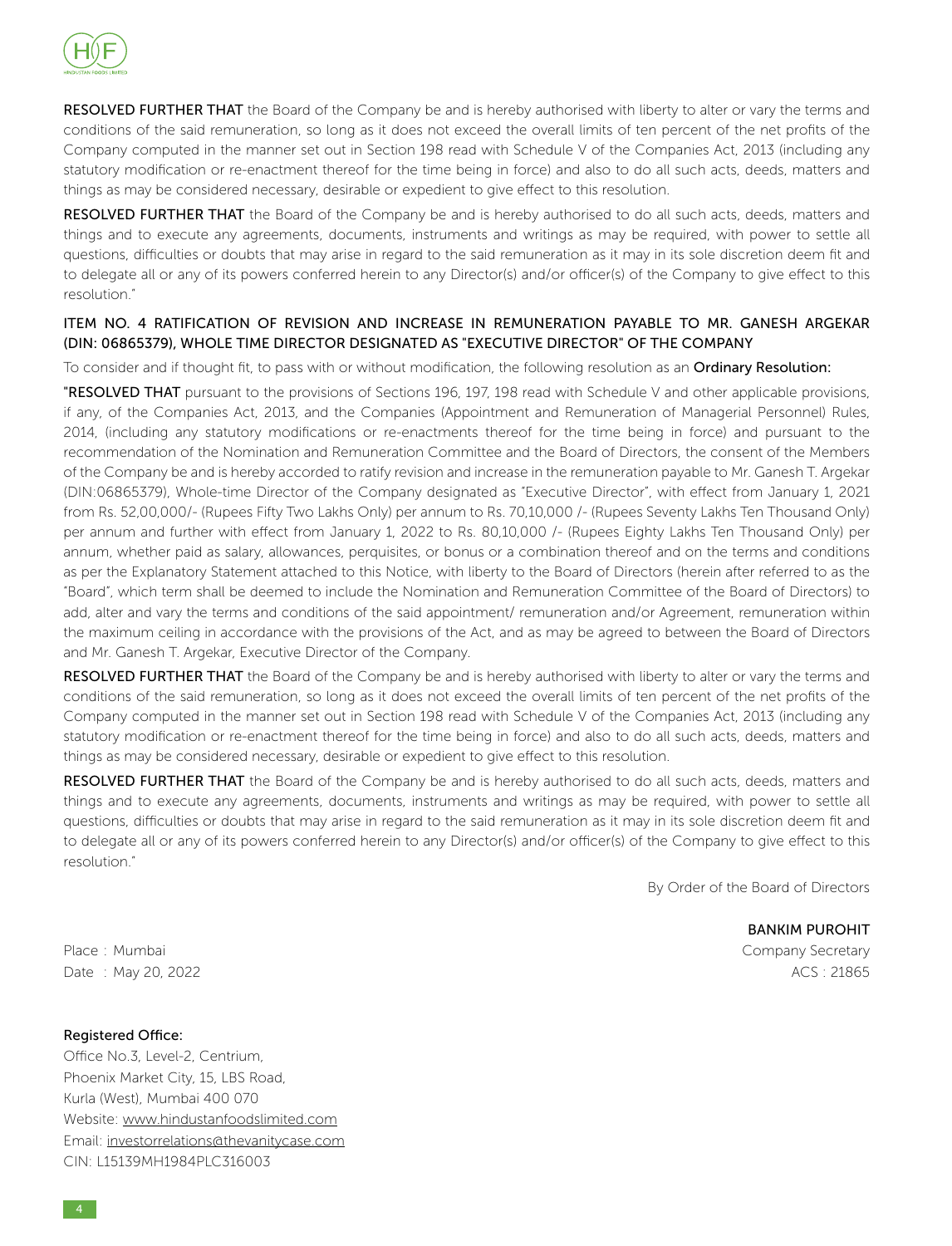**RESOLVED FURTHER THAT** the Board of the Company be and is hereby authorised with liberty to alter or vary the terms and conditions of the said remuneration, so long as it does not exceed the overall limits of ten percent of the net profits of the Company computed in the manner set out in Section 198 read with Schedule V of the Companies Act, 2013 (including any statutory modification or re-enactment thereof for the time being in force) and also to do all such acts, deeds, matters and things as may be considered necessary, desirable or expedient to give effect to this resolution.

**RESOLVED FURTHER THAT** the Board of the Company be and is hereby authorised to do all such acts, deeds, matters and things and to execute any agreements, documents, instruments and writings as may be required, with power to settle all questions, difficulties or doubts that may arise in regard to the said remuneration as it may in its sole discretion deem fit and to delegate all or any of its powers conferred herein to any Director(s) and/or officer(s) of the Company to give effect to this resolution."

## ITEM NO. 4 RATIFICATION OF REVISION AND INCREASE IN REMUNERATION PAYABLE TO MR. GANESH ARGEKAR (DIN: 06865379), WHOLE TIME DIRECTOR DESIGNATED AS "EXECUTIVE DIRECTOR" OF THE COMPANY

To consider and if thought fit, to pass with or without modification, the following resolution as an **Ordinary Resolution:**

**"RESOLVED THAT** pursuant to the provisions of Sections 196, 197, 198 read with Schedule V and other applicable provisions, if any, of the Companies Act, 2013, and the Companies (Appointment and Remuneration of Managerial Personnel) Rules, 2014, (including any statutory modifications or re-enactments thereof for the time being in force) and pursuant to the recommendation of the Nomination and Remuneration Committee and the Board of Directors, the consent of the Members of the Company be and is hereby accorded to ratify revision and increase in the remuneration payable to Mr. Ganesh T. Argekar (DIN:06865379), Whole-time Director of the Company designated as "Executive Director", with effect from January 1, 2021 from Rs. 52,00,000/- (Rupees Fifty Two Lakhs Only) per annum to Rs. 70,10,000 /- (Rupees Seventy Lakhs Ten Thousand Only) per annum and further with effect from January 1, 2022 to Rs. 80,10,000 /- (Rupees Eighty Lakhs Ten Thousand Only) per annum, whether paid as salary, allowances, perquisites, or bonus or a combination thereof and on the terms and conditions as per the Explanatory Statement attached to this Notice, with liberty to the Board of Directors (herein after referred to as the "Board", which term shall be deemed to include the Nomination and Remuneration Committee of the Board of Directors) to add, alter and vary the terms and conditions of the said appointment/ remuneration and/or Agreement, remuneration within the maximum ceiling in accordance with the provisions of the Act, and as may be agreed to between the Board of Directors and Mr. Ganesh T. Argekar, Executive Director of the Company.

**RESOLVED FURTHER THAT** the Board of the Company be and is hereby authorised with liberty to alter or vary the terms and conditions of the said remuneration, so long as it does not exceed the overall limits of ten percent of the net profits of the Company computed in the manner set out in Section 198 read with Schedule V of the Companies Act, 2013 (including any statutory modification or re-enactment thereof for the time being in force) and also to do all such acts, deeds, matters and things as may be considered necessary, desirable or expedient to give effect to this resolution.

**RESOLVED FURTHER THAT** the Board of the Company be and is hereby authorised to do all such acts, deeds, matters and things and to execute any agreements, documents, instruments and writings as may be required, with power to settle all questions, difficulties or doubts that may arise in regard to the said remuneration as it may in its sole discretion deem fit and to delegate all or any of its powers conferred herein to any Director(s) and/or officer(s) of the Company to give effect to this resolution."

By Order of the Board of Directors

BANKIM PUROHIT
Company Secretary
ACS : 21865

Place : Mumbai
Date : May 20, 2022

**Registered Office:**
Office No.3, Level-2, Centrium,
Phoenix Market City, 15, LBS Road,
Kurla (West), Mumbai 400 070
Website: www.hindustanfoodslimited.com
Email: investorrelations@thevanitycase.com
CIN: L15139MH1984PLC316003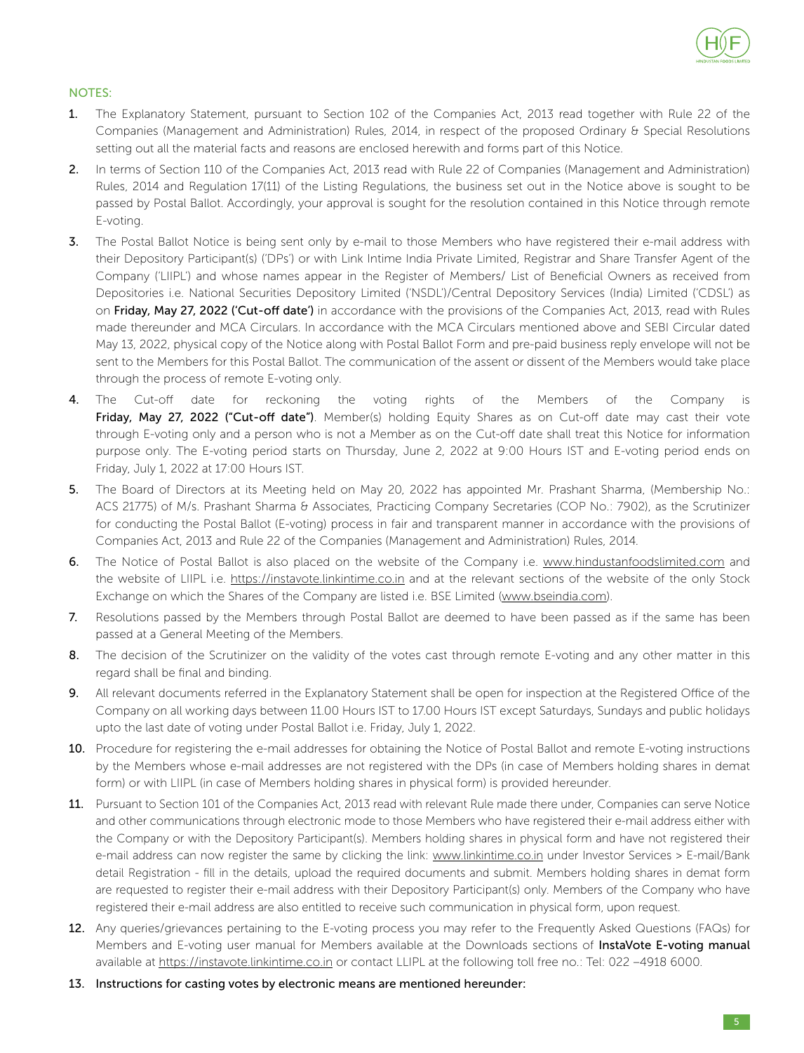## NOTES:

1. The Explanatory Statement, pursuant to Section 102 of the Companies Act, 2013 read together with Rule 22 of the Companies (Management and Administration) Rules, 2014, in respect of the proposed Ordinary & Special Resolutions setting out all the material facts and reasons are enclosed herewith and forms part of this Notice.
2. In terms of Section 110 of the Companies Act, 2013 read with Rule 22 of Companies (Management and Administration) Rules, 2014 and Regulation 17(11) of the Listing Regulations, the business set out in the Notice above is sought to be passed by Postal Ballot. Accordingly, your approval is sought for the resolution contained in this Notice through remote E-voting.
3. The Postal Ballot Notice is being sent only by e-mail to those Members who have registered their e-mail address with their Depository Participant(s) ('DPs') or with Link Intime India Private Limited, Registrar and Share Transfer Agent of the Company ('LIIPL') and whose names appear in the Register of Members/ List of Beneficial Owners as received from Depositories i.e. National Securities Depository Limited ('NSDL')/Central Depository Services (India) Limited ('CDSL') as on **Friday, May 27, 2022 ('Cut-off date')** in accordance with the provisions of the Companies Act, 2013, read with Rules made thereunder and MCA Circulars. In accordance with the MCA Circulars mentioned above and SEBI Circular dated May 13, 2022, physical copy of the Notice along with Postal Ballot Form and pre-paid business reply envelope will not be sent to the Members for this Postal Ballot. The communication of the assent or dissent of the Members would take place through the process of remote E-voting only.
4. The Cut-off date for reckoning the voting rights of the Members of the Company is **Friday, May 27, 2022 ("Cut-off date")**. Member(s) holding Equity Shares as on Cut-off date may cast their vote through E-voting only and a person who is not a Member as on the Cut-off date shall treat this Notice for information purpose only. The E-voting period starts on Thursday, June 2, 2022 at 9:00 Hours IST and E-voting period ends on Friday, July 1, 2022 at 17:00 Hours IST.
5. The Board of Directors at its Meeting held on May 20, 2022 has appointed Mr. Prashant Sharma, (Membership No.: ACS 21775) of M/s. Prashant Sharma & Associates, Practicing Company Secretaries (COP No.: 7902), as the Scrutinizer for conducting the Postal Ballot (E-voting) process in fair and transparent manner in accordance with the provisions of Companies Act, 2013 and Rule 22 of the Companies (Management and Administration) Rules, 2014.
6. The Notice of Postal Ballot is also placed on the website of the Company i.e. www.hindustanfoodslimited.com and the website of LIIPL i.e. https://instavote.linkintime.co.in and at the relevant sections of the website of the only Stock Exchange on which the Shares of the Company are listed i.e. BSE Limited (www.bseindia.com).
7. Resolutions passed by the Members through Postal Ballot are deemed to have been passed as if the same has been passed at a General Meeting of the Members.
8. The decision of the Scrutinizer on the validity of the votes cast through remote E-voting and any other matter in this regard shall be final and binding.
9. All relevant documents referred in the Explanatory Statement shall be open for inspection at the Registered Office of the Company on all working days between 11.00 Hours IST to 17.00 Hours IST except Saturdays, Sundays and public holidays upto the last date of voting under Postal Ballot i.e. Friday, July 1, 2022.
10. Procedure for registering the e-mail addresses for obtaining the Notice of Postal Ballot and remote E-voting instructions by the Members whose e-mail addresses are not registered with the DPs (in case of Members holding shares in demat form) or with LIIPL (in case of Members holding shares in physical form) is provided hereunder.
11. Pursuant to Section 101 of the Companies Act, 2013 read with relevant Rule made there under, Companies can serve Notice and other communications through electronic mode to those Members who have registered their e-mail address either with the Company or with the Depository Participant(s). Members holding shares in physical form and have not registered their e-mail address can now register the same by clicking the link: www.linkintime.co.in under Investor Services > E-mail/Bank detail Registration - fill in the details, upload the required documents and submit. Members holding shares in demat form are requested to register their e-mail address with their Depository Participant(s) only. Members of the Company who have registered their e-mail address are also entitled to receive such communication in physical form, upon request.
12. Any queries/grievances pertaining to the E-voting process you may refer to the Frequently Asked Questions (FAQs) for Members and E-voting user manual for Members available at the Downloads sections of **InstaVote E-voting manual** available at https://instavote.linkintime.co.in or contact LLIPL at the following toll free no.: Tel: 022 –4918 6000.
13. **Instructions for casting votes by electronic means are mentioned hereunder:**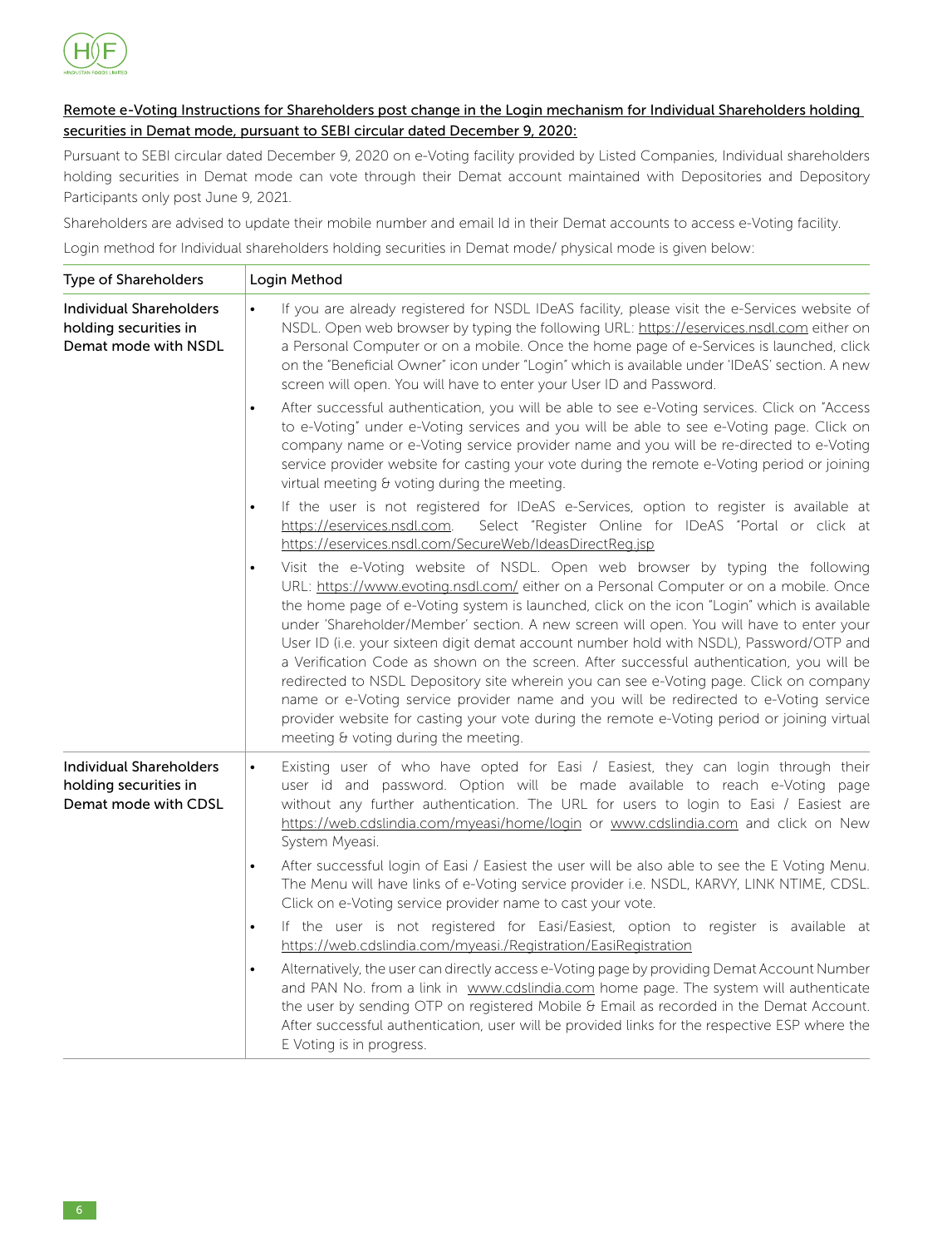**Remote e-Voting Instructions for Shareholders post change in the Login mechanism for Individual Shareholders holding securities in Demat mode, pursuant to SEBI circular dated December 9, 2020:**

Pursuant to SEBI circular dated December 9, 2020 on e-Voting facility provided by Listed Companies, Individual shareholders holding securities in Demat mode can vote through their Demat account maintained with Depositories and Depository Participants only post June 9, 2021.

Shareholders are advised to update their mobile number and email Id in their Demat accounts to access e-Voting facility.

Login method for Individual shareholders holding securities in Demat mode/ physical mode is given below:

| Type of Shareholders | Login Method |
|---|---|
| Individual Shareholders holding securities in Demat mode with NSDL | • If you are already registered for NSDL IDeAS facility, please visit the e-Services website of NSDL. Open web browser by typing the following URL: https://eservices.nsdl.com either on a Personal Computer or on a mobile. Once the home page of e-Services is launched, click on the "Beneficial Owner" icon under "Login" which is available under 'IDeAS' section. A new screen will open. You will have to enter your User ID and Password.<br>• After successful authentication, you will be able to see e-Voting services. Click on "Access to e-Voting" under e-Voting services and you will be able to see e-Voting page. Click on company name or e-Voting service provider name and you will be re-directed to e-Voting service provider website for casting your vote during the remote e-Voting period or joining virtual meeting & voting during the meeting.<br>• If the user is not registered for IDeAS e-Services, option to register is available at https://eservices.nsdl.com. Select "Register Online for IDeAS "Portal or click at https://eservices.nsdl.com/SecureWeb/IdeasDirectReg.jsp<br>• Visit the e-Voting website of NSDL. Open web browser by typing the following URL: https://www.evoting.nsdl.com/ either on a Personal Computer or on a mobile. Once the home page of e-Voting system is launched, click on the icon "Login" which is available under 'Shareholder/Member' section. A new screen will open. You will have to enter your User ID (i.e. your sixteen digit demat account number hold with NSDL), Password/OTP and a Verification Code as shown on the screen. After successful authentication, you will be redirected to NSDL Depository site wherein you can see e-Voting page. Click on company name or e-Voting service provider name and you will be redirected to e-Voting service provider website for casting your vote during the remote e-Voting period or joining virtual meeting & voting during the meeting. |
| Individual Shareholders holding securities in Demat mode with CDSL | • Existing user of who have opted for Easi / Easiest, they can login through their user id and password. Option will be made available to reach e-Voting page without any further authentication. The URL for users to login to Easi / Easiest are https://web.cdslindia.com/myeasi/home/login or www.cdslindia.com and click on New System Myeasi.<br>• After successful login of Easi / Easiest the user will be also able to see the E Voting Menu. The Menu will have links of e-Voting service provider i.e. NSDL, KARVY, LINK NTIME, CDSL. Click on e-Voting service provider name to cast your vote.<br>• If the user is not registered for Easi/Easiest, option to register is available at https://web.cdslindia.com/myeasi./Registration/EasiRegistration<br>• Alternatively, the user can directly access e-Voting page by providing Demat Account Number and PAN No. from a link in www.cdslindia.com home page. The system will authenticate the user by sending OTP on registered Mobile & Email as recorded in the Demat Account. After successful authentication, user will be provided links for the respective ESP where the E Voting is in progress. |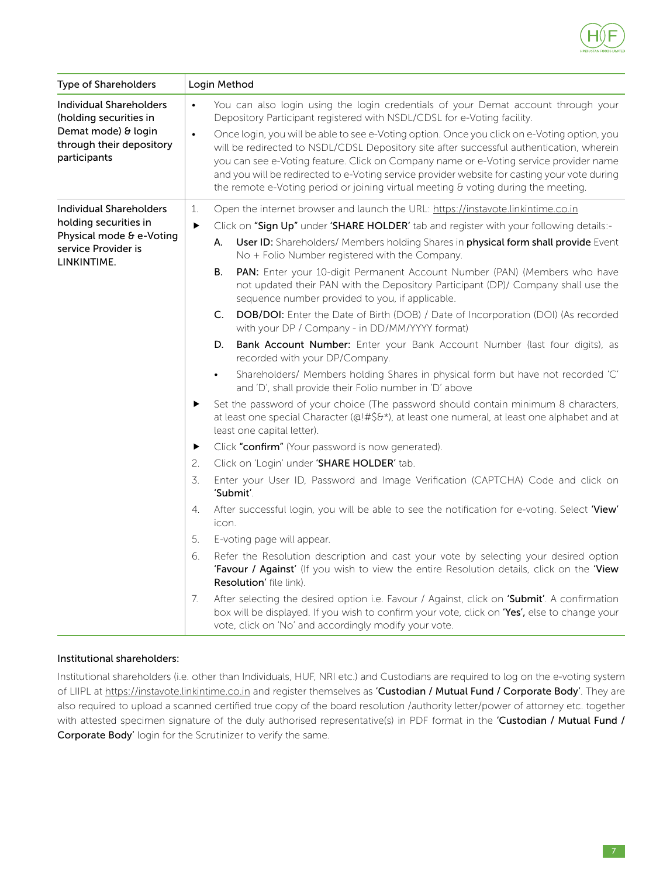| Type of Shareholders | Login Method |
|---|---|
| Individual Shareholders (holding securities in Demat mode) & login through their depository participants | • You can also login using the login credentials of your Demat account through your Depository Participant registered with NSDL/CDSL for e-Voting facility.<br>• Once login, you will be able to see e-Voting option. Once you click on e-Voting option, you will be redirected to NSDL/CDSL Depository site after successful authentication, wherein you can see e-Voting feature. Click on Company name or e-Voting service provider name and you will be redirected to e-Voting service provider website for casting your vote during the remote e-Voting period or joining virtual meeting & voting during the meeting. |
| Individual Shareholders holding securities in Physical mode & e-Voting service Provider is LINKINTIME. | 1. Open the internet browser and launch the URL: https://instavote.linkintime.co.in<br>▶ Click on **"Sign Up"** under **'SHARE HOLDER'** tab and register with your following details:-<br>A. **User ID:** Shareholders/ Members holding Shares in **physical form shall provide** Event No + Folio Number registered with the Company.<br>B. **PAN:** Enter your 10-digit Permanent Account Number (PAN) (Members who have not updated their PAN with the Depository Participant (DP)/ Company shall use the sequence number provided to you, if applicable.<br>C. **DOB/DOI:** Enter the Date of Birth (DOB) / Date of Incorporation (DOI) (As recorded with your DP / Company - in DD/MM/YYYY format)<br>D. **Bank Account Number:** Enter your Bank Account Number (last four digits), as recorded with your DP/Company.<br>• Shareholders/ Members holding Shares in physical form but have not recorded 'C' and 'D', shall provide their Folio number in 'D' above<br>▶ Set the password of your choice (The password should contain minimum 8 characters, at least one special Character (@!#$&*), at least one numeral, at least one alphabet and at least one capital letter).<br>▶ Click **"confirm"** (Your password is now generated).<br>2. Click on 'Login' under **'SHARE HOLDER'** tab.<br>3. Enter your User ID, Password and Image Verification (CAPTCHA) Code and click on 'Submit'.<br>4. After successful login, you will be able to see the notification for e-voting. Select **'View'** icon.<br>5. E-voting page will appear.<br>6. Refer the Resolution description and cast your vote by selecting your desired option **'Favour / Against'** (If you wish to view the entire Resolution details, click on the **'View Resolution'** file link).<br>7. After selecting the desired option i.e. Favour / Against, click on **'Submit'**. A confirmation box will be displayed. If you wish to confirm your vote, click on **'Yes',** else to change your vote, click on 'No' and accordingly modify your vote. |

**Institutional shareholders:**

Institutional shareholders (i.e. other than Individuals, HUF, NRI etc.) and Custodians are required to log on the e-voting system of LIIPL at https://instavote.linkintime.co.in and register themselves as **'Custodian / Mutual Fund / Corporate Body'**. They are also required to upload a scanned certified true copy of the board resolution /authority letter/power of attorney etc. together with attested specimen signature of the duly authorised representative(s) in PDF format in the **'Custodian / Mutual Fund / Corporate Body'** login for the Scrutinizer to verify the same.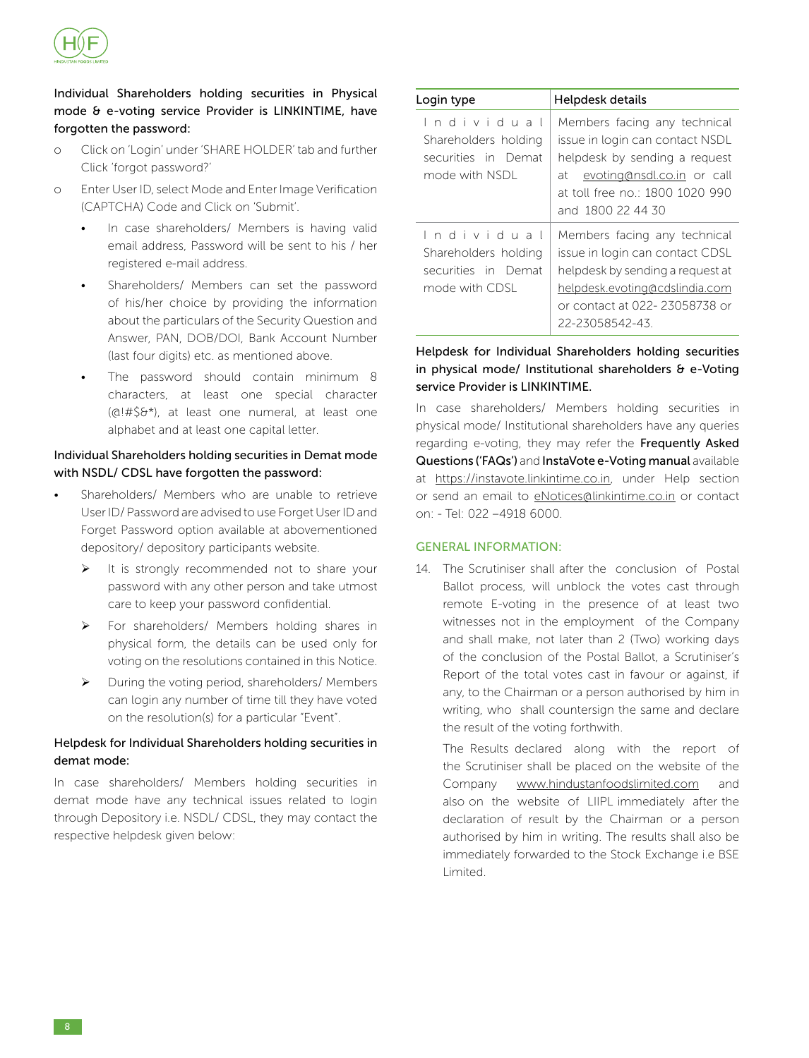**Individual Shareholders holding securities in Physical mode & e-voting service Provider is LINKINTIME, have forgotten the password:**

- Click on 'Login' under 'SHARE HOLDER' tab and further Click 'forgot password?'
- Enter User ID, select Mode and Enter Image Verification (CAPTCHA) Code and Click on 'Submit'.
  - In case shareholders/ Members is having valid email address, Password will be sent to his / her registered e-mail address.
  - Shareholders/ Members can set the password of his/her choice by providing the information about the particulars of the Security Question and Answer, PAN, DOB/DOI, Bank Account Number (last four digits) etc. as mentioned above.
  - The password should contain minimum 8 characters, at least one special character (@!#$&*), at least one numeral, at least one alphabet and at least one capital letter.

**Individual Shareholders holding securities in Demat mode with NSDL/ CDSL have forgotten the password:**

- Shareholders/ Members who are unable to retrieve User ID/ Password are advised to use Forget User ID and Forget Password option available at abovementioned depository/ depository participants website.
  - It is strongly recommended not to share your password with any other person and take utmost care to keep your password confidential.
  - For shareholders/ Members holding shares in physical form, the details can be used only for voting on the resolutions contained in this Notice.
  - During the voting period, shareholders/ Members can login any number of time till they have voted on the resolution(s) for a particular "Event".

**Helpdesk for Individual Shareholders holding securities in demat mode:**

In case shareholders/ Members holding securities in demat mode have any technical issues related to login through Depository i.e. NSDL/ CDSL, they may contact the respective helpdesk given below:

| Login type | Helpdesk details |
|---|---|
| Individual Shareholders holding securities in Demat mode with NSDL | Members facing any technical issue in login can contact NSDL helpdesk by sending a request at evoting@nsdl.co.in or call at toll free no.: 1800 1020 990 and 1800 22 44 30 |
| Individual Shareholders holding securities in Demat mode with CDSL | Members facing any technical issue in login can contact CDSL helpdesk by sending a request at helpdesk.evoting@cdslindia.com or contact at 022- 23058738 or 22-23058542-43. |

**Helpdesk for Individual Shareholders holding securities in physical mode/ Institutional shareholders & e-Voting service Provider is LINKINTIME.**

In case shareholders/ Members holding securities in physical mode/ Institutional shareholders have any queries regarding e-voting, they may refer the **Frequently Asked Questions ('FAQs')** and **InstaVote e-Voting manual** available at https://instavote.linkintime.co.in, under Help section or send an email to eNotices@linkintime.co.in or contact on: - Tel: 022 –4918 6000.

## GENERAL INFORMATION:

14. The Scrutiniser shall after the conclusion of Postal Ballot process, will unblock the votes cast through remote E-voting in the presence of at least two witnesses not in the employment of the Company and shall make, not later than 2 (Two) working days of the conclusion of the Postal Ballot, a Scrutiniser's Report of the total votes cast in favour or against, if any, to the Chairman or a person authorised by him in writing, who shall countersign the same and declare the result of the voting forthwith.

    The Results declared along with the report of the Scrutiniser shall be placed on the website of the Company www.hindustanfoodslimited.com and also on the website of LIIPL immediately after the declaration of result by the Chairman or a person authorised by him in writing. The results shall also be immediately forwarded to the Stock Exchange i.e BSE Limited.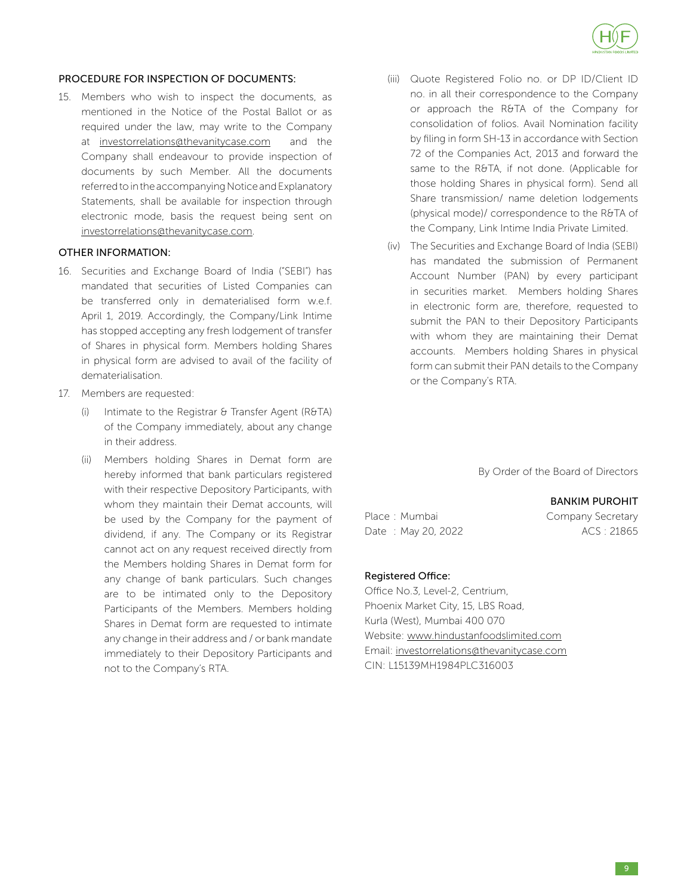## PROCEDURE FOR INSPECTION OF DOCUMENTS:

15. Members who wish to inspect the documents, as mentioned in the Notice of the Postal Ballot or as required under the law, may write to the Company at investorrelations@thevanitycase.com and the Company shall endeavour to provide inspection of documents by such Member. All the documents referred to in the accompanying Notice and Explanatory Statements, shall be available for inspection through electronic mode, basis the request being sent on investorrelations@thevanitycase.com.

## OTHER INFORMATION:

16. Securities and Exchange Board of India ("SEBI") has mandated that securities of Listed Companies can be transferred only in dematerialised form w.e.f. April 1, 2019. Accordingly, the Company/Link Intime has stopped accepting any fresh lodgement of transfer of Shares in physical form. Members holding Shares in physical form are advised to avail of the facility of dematerialisation.

17. Members are requested:

    (i) Intimate to the Registrar & Transfer Agent (R&TA) of the Company immediately, about any change in their address.

    (ii) Members holding Shares in Demat form are hereby informed that bank particulars registered with their respective Depository Participants, with whom they maintain their Demat accounts, will be used by the Company for the payment of dividend, if any. The Company or its Registrar cannot act on any request received directly from the Members holding Shares in Demat form for any change of bank particulars. Such changes are to be intimated only to the Depository Participants of the Members. Members holding Shares in Demat form are requested to intimate any change in their address and / or bank mandate immediately to their Depository Participants and not to the Company's RTA.

    (iii) Quote Registered Folio no. or DP ID/Client ID no. in all their correspondence to the Company or approach the R&TA of the Company for consolidation of folios. Avail Nomination facility by filing in form SH-13 in accordance with Section 72 of the Companies Act, 2013 and forward the same to the R&TA, if not done. (Applicable for those holding Shares in physical form). Send all Share transmission/ name deletion lodgements (physical mode)/ correspondence to the R&TA of the Company, Link Intime India Private Limited.

    (iv) The Securities and Exchange Board of India (SEBI) has mandated the submission of Permanent Account Number (PAN) by every participant in securities market. Members holding Shares in electronic form are, therefore, requested to submit the PAN to their Depository Participants with whom they are maintaining their Demat accounts. Members holding Shares in physical form can submit their PAN details to the Company or the Company's RTA.

By Order of the Board of Directors

**BANKIM PUROHIT**
Company Secretary
ACS : 21865

Place : Mumbai
Date : May 20, 2022

**Registered Office:**
Office No.3, Level-2, Centrium,
Phoenix Market City, 15, LBS Road,
Kurla (West), Mumbai 400 070
Website: www.hindustanfoodslimited.com
Email: investorrelations@thevanitycase.com
CIN: L15139MH1984PLC316003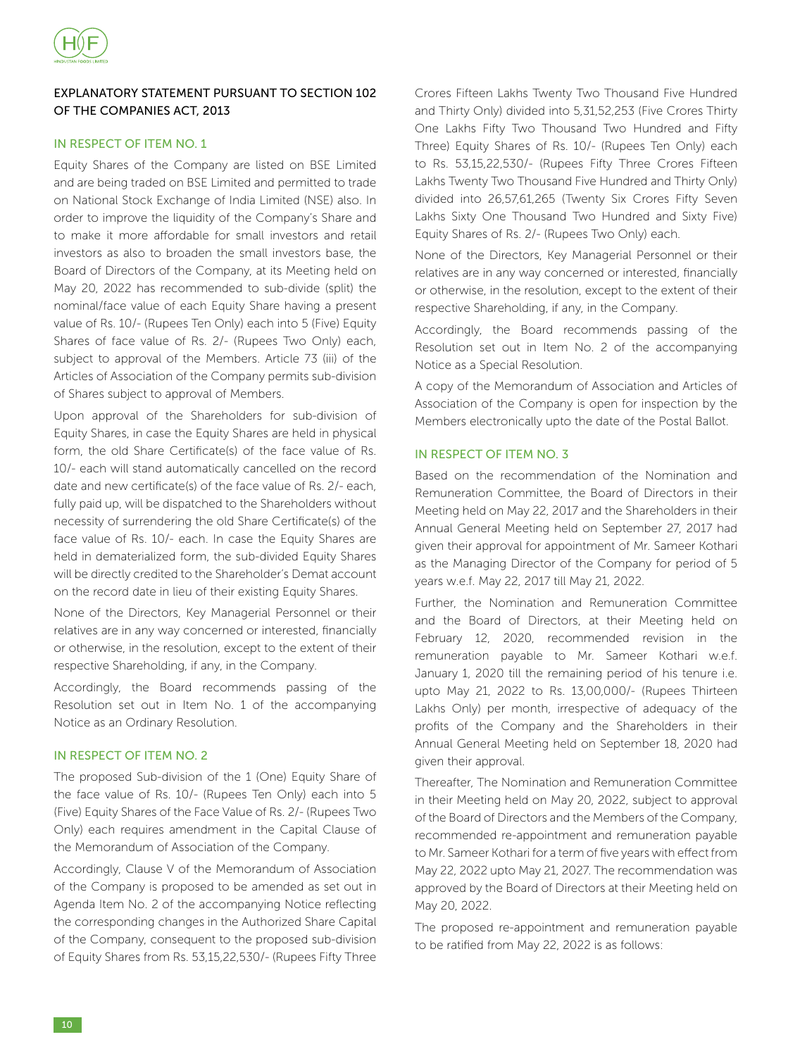## EXPLANATORY STATEMENT PURSUANT TO SECTION 102 OF THE COMPANIES ACT, 2013

### IN RESPECT OF ITEM NO. 1

Equity Shares of the Company are listed on BSE Limited and are being traded on BSE Limited and permitted to trade on National Stock Exchange of India Limited (NSE) also. In order to improve the liquidity of the Company's Share and to make it more affordable for small investors and retail investors as also to broaden the small investors base, the Board of Directors of the Company, at its Meeting held on May 20, 2022 has recommended to sub-divide (split) the nominal/face value of each Equity Share having a present value of Rs. 10/- (Rupees Ten Only) each into 5 (Five) Equity Shares of face value of Rs. 2/- (Rupees Two Only) each, subject to approval of the Members. Article 73 (iii) of the Articles of Association of the Company permits sub-division of Shares subject to approval of Members.

Upon approval of the Shareholders for sub-division of Equity Shares, in case the Equity Shares are held in physical form, the old Share Certificate(s) of the face value of Rs. 10/- each will stand automatically cancelled on the record date and new certificate(s) of the face value of Rs. 2/- each, fully paid up, will be dispatched to the Shareholders without necessity of surrendering the old Share Certificate(s) of the face value of Rs. 10/- each. In case the Equity Shares are held in dematerialized form, the sub-divided Equity Shares will be directly credited to the Shareholder's Demat account on the record date in lieu of their existing Equity Shares.

None of the Directors, Key Managerial Personnel or their relatives are in any way concerned or interested, financially or otherwise, in the resolution, except to the extent of their respective Shareholding, if any, in the Company.

Accordingly, the Board recommends passing of the Resolution set out in Item No. 1 of the accompanying Notice as an Ordinary Resolution.

### IN RESPECT OF ITEM NO. 2

The proposed Sub-division of the 1 (One) Equity Share of the face value of Rs. 10/- (Rupees Ten Only) each into 5 (Five) Equity Shares of the Face Value of Rs. 2/- (Rupees Two Only) each requires amendment in the Capital Clause of the Memorandum of Association of the Company.

Accordingly, Clause V of the Memorandum of Association of the Company is proposed to be amended as set out in Agenda Item No. 2 of the accompanying Notice reflecting the corresponding changes in the Authorized Share Capital of the Company, consequent to the proposed sub-division of Equity Shares from Rs. 53,15,22,530/- (Rupees Fifty Three Crores Fifteen Lakhs Twenty Two Thousand Five Hundred and Thirty Only) divided into 5,31,52,253 (Five Crores Thirty One Lakhs Fifty Two Thousand Two Hundred and Fifty Three) Equity Shares of Rs. 10/- (Rupees Ten Only) each to Rs. 53,15,22,530/- (Rupees Fifty Three Crores Fifteen Lakhs Twenty Two Thousand Five Hundred and Thirty Only) divided into 26,57,61,265 (Twenty Six Crores Fifty Seven Lakhs Sixty One Thousand Two Hundred and Sixty Five) Equity Shares of Rs. 2/- (Rupees Two Only) each.

None of the Directors, Key Managerial Personnel or their relatives are in any way concerned or interested, financially or otherwise, in the resolution, except to the extent of their respective Shareholding, if any, in the Company.

Accordingly, the Board recommends passing of the Resolution set out in Item No. 2 of the accompanying Notice as a Special Resolution.

A copy of the Memorandum of Association and Articles of Association of the Company is open for inspection by the Members electronically upto the date of the Postal Ballot.

### IN RESPECT OF ITEM NO. 3

Based on the recommendation of the Nomination and Remuneration Committee, the Board of Directors in their Meeting held on May 22, 2017 and the Shareholders in their Annual General Meeting held on September 27, 2017 had given their approval for appointment of Mr. Sameer Kothari as the Managing Director of the Company for period of 5 years w.e.f. May 22, 2017 till May 21, 2022.

Further, the Nomination and Remuneration Committee and the Board of Directors, at their Meeting held on February 12, 2020, recommended revision in the remuneration payable to Mr. Sameer Kothari w.e.f. January 1, 2020 till the remaining period of his tenure i.e. upto May 21, 2022 to Rs. 13,00,000/- (Rupees Thirteen Lakhs Only) per month, irrespective of adequacy of the profits of the Company and the Shareholders in their Annual General Meeting held on September 18, 2020 had given their approval.

Thereafter, The Nomination and Remuneration Committee in their Meeting held on May 20, 2022, subject to approval of the Board of Directors and the Members of the Company, recommended re-appointment and remuneration payable to Mr. Sameer Kothari for a term of five years with effect from May 22, 2022 upto May 21, 2027. The recommendation was approved by the Board of Directors at their Meeting held on May 20, 2022.

The proposed re-appointment and remuneration payable to be ratified from May 22, 2022 is as follows: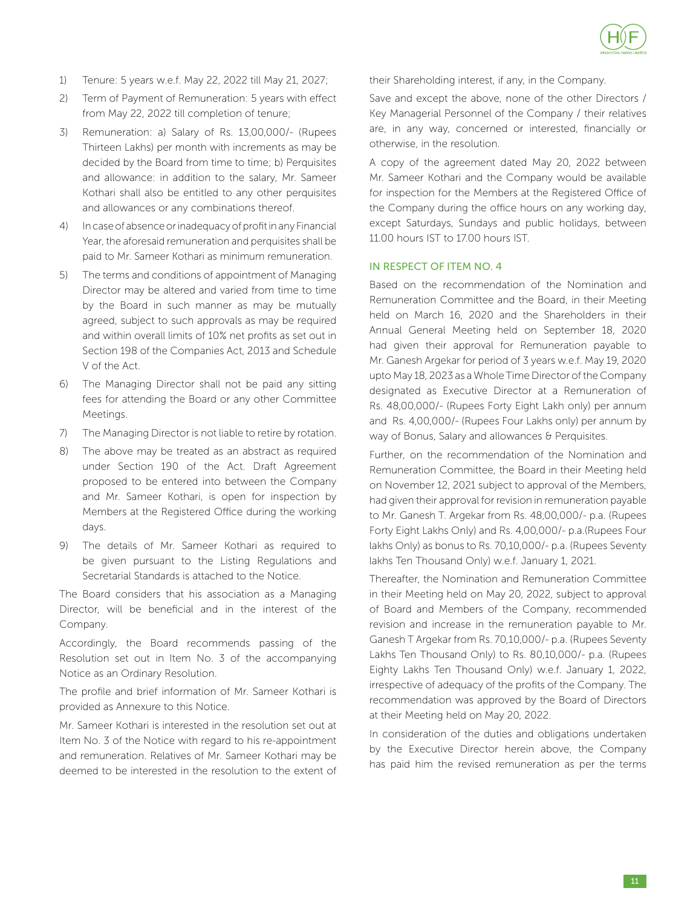1) Tenure: 5 years w.e.f. May 22, 2022 till May 21, 2027;
2) Term of Payment of Remuneration: 5 years with effect from May 22, 2022 till completion of tenure;
3) Remuneration: a) Salary of Rs. 13,00,000/- (Rupees Thirteen Lakhs) per month with increments as may be decided by the Board from time to time; b) Perquisites and allowance: in addition to the salary, Mr. Sameer Kothari shall also be entitled to any other perquisites and allowances or any combinations thereof.
4) In case of absence or inadequacy of profit in any Financial Year, the aforesaid remuneration and perquisites shall be paid to Mr. Sameer Kothari as minimum remuneration.
5) The terms and conditions of appointment of Managing Director may be altered and varied from time to time by the Board in such manner as may be mutually agreed, subject to such approvals as may be required and within overall limits of 10% net profits as set out in Section 198 of the Companies Act, 2013 and Schedule V of the Act.
6) The Managing Director shall not be paid any sitting fees for attending the Board or any other Committee Meetings.
7) The Managing Director is not liable to retire by rotation.
8) The above may be treated as an abstract as required under Section 190 of the Act. Draft Agreement proposed to be entered into between the Company and Mr. Sameer Kothari, is open for inspection by Members at the Registered Office during the working days.
9) The details of Mr. Sameer Kothari as required to be given pursuant to the Listing Regulations and Secretarial Standards is attached to the Notice.

The Board considers that his association as a Managing Director, will be beneficial and in the interest of the Company.

Accordingly, the Board recommends passing of the Resolution set out in Item No. 3 of the accompanying Notice as an Ordinary Resolution.

The profile and brief information of Mr. Sameer Kothari is provided as Annexure to this Notice.

Mr. Sameer Kothari is interested in the resolution set out at Item No. 3 of the Notice with regard to his re-appointment and remuneration. Relatives of Mr. Sameer Kothari may be deemed to be interested in the resolution to the extent of their Shareholding interest, if any, in the Company.

Save and except the above, none of the other Directors / Key Managerial Personnel of the Company / their relatives are, in any way, concerned or interested, financially or otherwise, in the resolution.

A copy of the agreement dated May 20, 2022 between Mr. Sameer Kothari and the Company would be available for inspection for the Members at the Registered Office of the Company during the office hours on any working day, except Saturdays, Sundays and public holidays, between 11.00 hours IST to 17.00 hours IST.

### IN RESPECT OF ITEM NO. 4

Based on the recommendation of the Nomination and Remuneration Committee and the Board, in their Meeting held on March 16, 2020 and the Shareholders in their Annual General Meeting held on September 18, 2020 had given their approval for Remuneration payable to Mr. Ganesh Argekar for period of 3 years w.e.f. May 19, 2020 upto May 18, 2023 as a Whole Time Director of the Company designated as Executive Director at a Remuneration of Rs. 48,00,000/- (Rupees Forty Eight Lakh only) per annum and Rs. 4,00,000/- (Rupees Four Lakhs only) per annum by way of Bonus, Salary and allowances & Perquisites.

Further, on the recommendation of the Nomination and Remuneration Committee, the Board in their Meeting held on November 12, 2021 subject to approval of the Members, had given their approval for revision in remuneration payable to Mr. Ganesh T. Argekar from Rs. 48,00,000/- p.a. (Rupees Forty Eight Lakhs Only) and Rs. 4,00,000/- p.a.(Rupees Four lakhs Only) as bonus to Rs. 70,10,000/- p.a. (Rupees Seventy lakhs Ten Thousand Only) w.e.f. January 1, 2021.

Thereafter, the Nomination and Remuneration Committee in their Meeting held on May 20, 2022, subject to approval of Board and Members of the Company, recommended revision and increase in the remuneration payable to Mr. Ganesh T Argekar from Rs. 70,10,000/- p.a. (Rupees Seventy Lakhs Ten Thousand Only) to Rs. 80,10,000/- p.a. (Rupees Eighty Lakhs Ten Thousand Only) w.e.f. January 1, 2022, irrespective of adequacy of the profits of the Company. The recommendation was approved by the Board of Directors at their Meeting held on May 20, 2022.

In consideration of the duties and obligations undertaken by the Executive Director herein above, the Company has paid him the revised remuneration as per the terms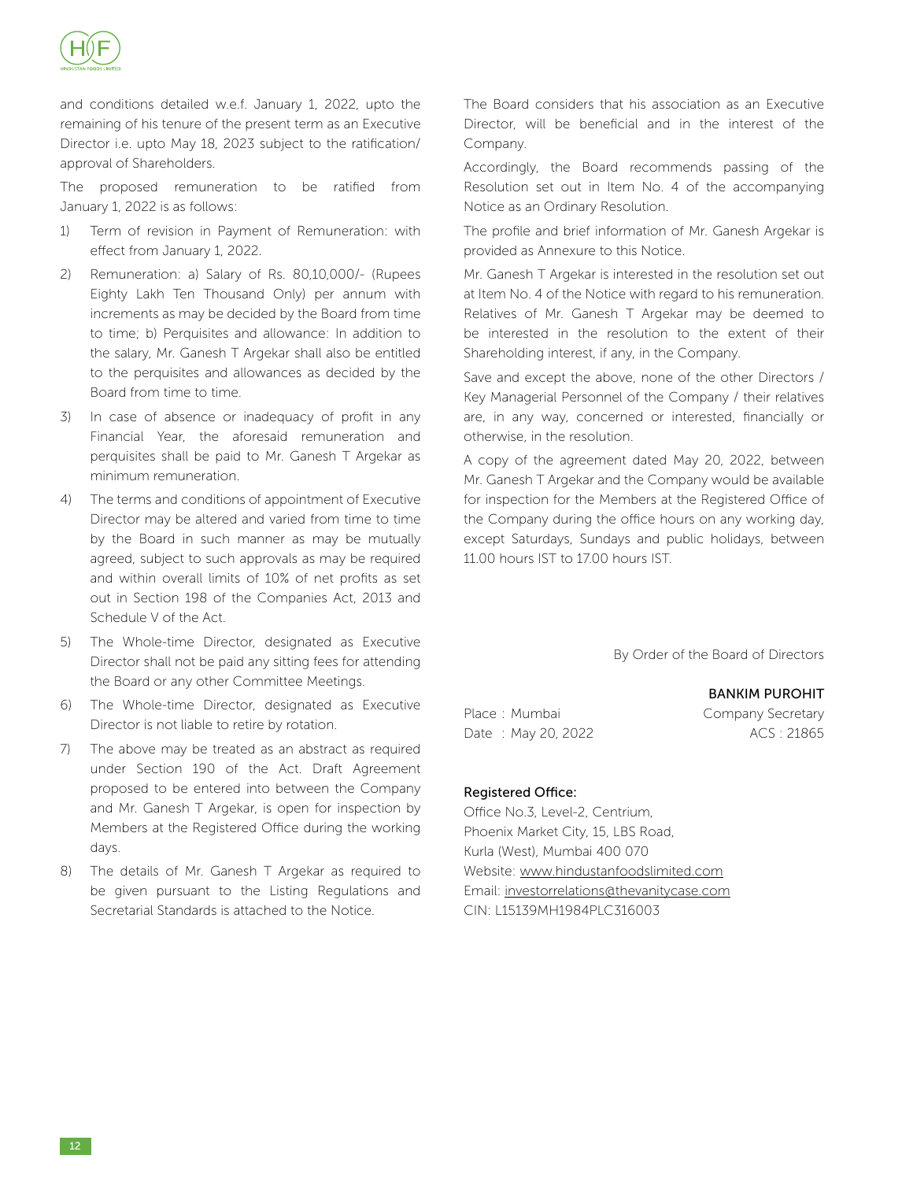and conditions detailed w.e.f. January 1, 2022, upto the remaining of his tenure of the present term as an Executive Director i.e. upto May 18, 2023 subject to the ratification/approval of Shareholders.

The proposed remuneration to be ratified from January 1, 2022 is as follows:

1) Term of revision in Payment of Remuneration: with effect from January 1, 2022.
2) Remuneration: a) Salary of Rs. 80,10,000/- (Rupees Eighty Lakh Ten Thousand Only) per annum with increments as may be decided by the Board from time to time; b) Perquisites and allowance: In addition to the salary, Mr. Ganesh T Argekar shall also be entitled to the perquisites and allowances as decided by the Board from time to time.
3) In case of absence or inadequacy of profit in any Financial Year, the aforesaid remuneration and perquisites shall be paid to Mr. Ganesh T Argekar as minimum remuneration.
4) The terms and conditions of appointment of Executive Director may be altered and varied from time to time by the Board in such manner as may be mutually agreed, subject to such approvals as may be required and within overall limits of 10% of net profits as set out in Section 198 of the Companies Act, 2013 and Schedule V of the Act.
5) The Whole-time Director, designated as Executive Director shall not be paid any sitting fees for attending the Board or any other Committee Meetings.
6) The Whole-time Director, designated as Executive Director is not liable to retire by rotation.
7) The above may be treated as an abstract as required under Section 190 of the Act. Draft Agreement proposed to be entered into between the Company and Mr. Ganesh T Argekar, is open for inspection by Members at the Registered Office during the working days.
8) The details of Mr. Ganesh T Argekar as required to be given pursuant to the Listing Regulations and Secretarial Standards is attached to the Notice.

The Board considers that his association as an Executive Director, will be beneficial and in the interest of the Company.

Accordingly, the Board recommends passing of the Resolution set out in Item No. 4 of the accompanying Notice as an Ordinary Resolution.

The profile and brief information of Mr. Ganesh Argekar is provided as Annexure to this Notice.

Mr. Ganesh T Argekar is interested in the resolution set out at Item No. 4 of the Notice with regard to his remuneration. Relatives of Mr. Ganesh T Argekar may be deemed to be interested in the resolution to the extent of their Shareholding interest, if any, in the Company.

Save and except the above, none of the other Directors / Key Managerial Personnel of the Company / their relatives are, in any way, concerned or interested, financially or otherwise, in the resolution.

A copy of the agreement dated May 20, 2022, between Mr. Ganesh T Argekar and the Company would be available for inspection for the Members at the Registered Office of the Company during the office hours on any working day, except Saturdays, Sundays and public holidays, between 11.00 hours IST to 17.00 hours IST.

By Order of the Board of Directors

**BANKIM PUROHIT**
Company Secretary
ACS : 21865

Place : Mumbai
Date : May 20, 2022

**Registered Office:**
Office No.3, Level-2, Centrium,
Phoenix Market City, 15, LBS Road,
Kurla (West), Mumbai 400 070
Website: www.hindustanfoodslimited.com
Email: investorrelations@thevanitycase.com
CIN: L15139MH1984PLC316003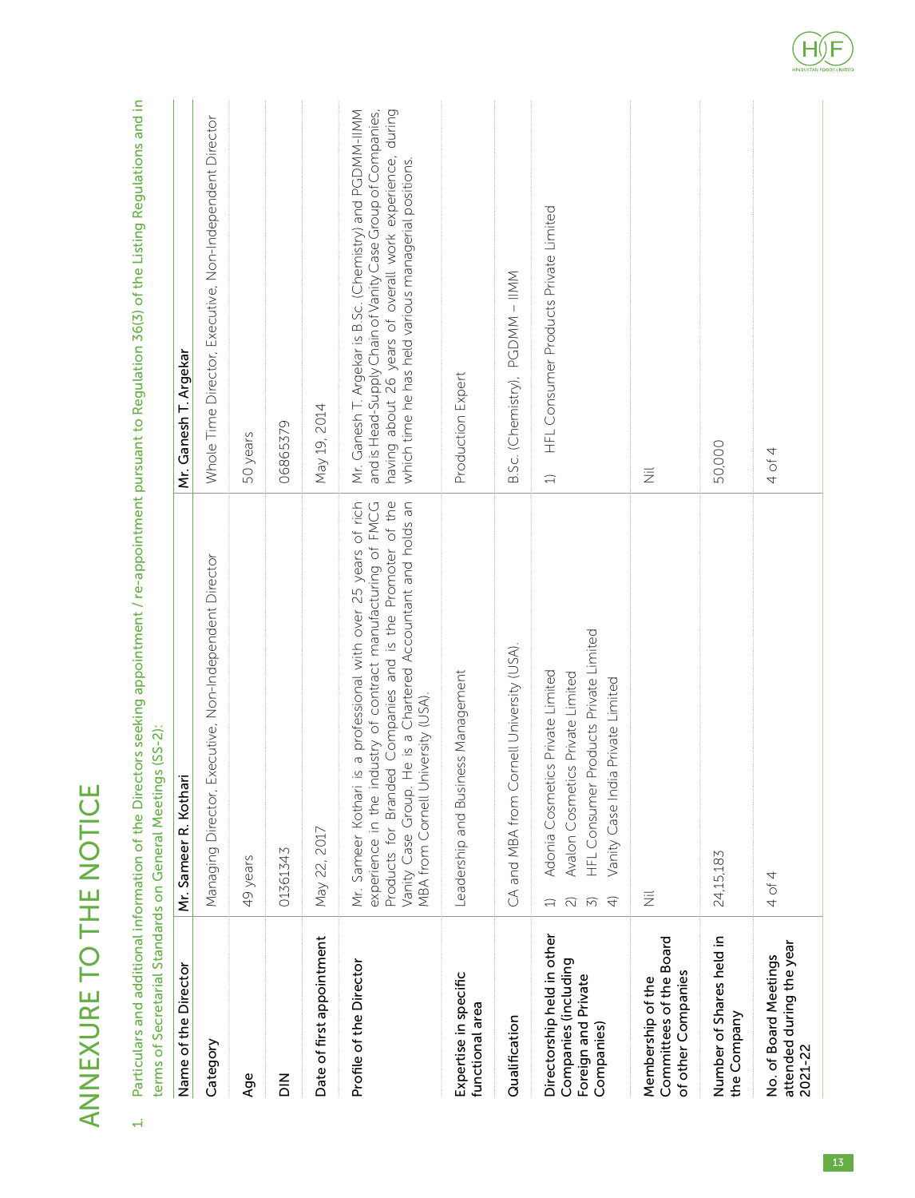# ANNEXURE TO THE NOTICE

1. Particulars and additional information of the Directors seeking appointment / re-appointment pursuant to Regulation 36(3) of the Listing Regulations and in terms of Secretarial Standards on General Meetings (SS-2):

| Name of the Director | Mr. Sameer R. Kothari | Mr. Ganesh T. Argekar |
|---|---|---|
| Category | Managing Director, Executive, Non-Independent Director | Whole Time Director, Executive, Non-Independent Director |
| Age | 49 years | 50 years |
| DIN | 01361343 | 06865379 |
| Date of first appointment | May 22, 2017 | May 19, 2014 |
| Profile of the Director | Mr. Sameer Kothari is a professional with over 25 years of rich experience in the industry of contract manufacturing of FMCG Products for Branded Companies and is the Promoter of the Vanity Case Group. He is a Chartered Accountant and holds an MBA from Cornell University (USA). | Mr. Ganesh T. Argekar is B.Sc. (Chemistry) and PGDMM-IIMM and is Head-Supply Chain of Vanity Case Group of Companies, having about 26 years of overall work experience, during which time he has held various managerial positions. |
| Expertise in specific functional area | Leadership and Business Management | Production Expert |
| Qualification | CA and MBA from Cornell University (USA). | B.Sc. (Chemistry), PGDMM – IIMM |
| Directorship held in other Companies (including Foreign and Private Companies) | 1) Adonia Cosmetics Private Limited<br>2) Avalon Cosmetics Private Limited<br>3) HFL Consumer Products Private Limited<br>4) Vanity Case India Private Limited | 1) HFL Consumer Products Private Limited |
| Membership of the Committees of the Board of other Companies | Nil | Nil |
| Number of Shares held in the Company | 24,15,183 | 50,000 |
| No. of Board Meetings attended during the year 2021-22 | 4 of 4 | 4 of 4 |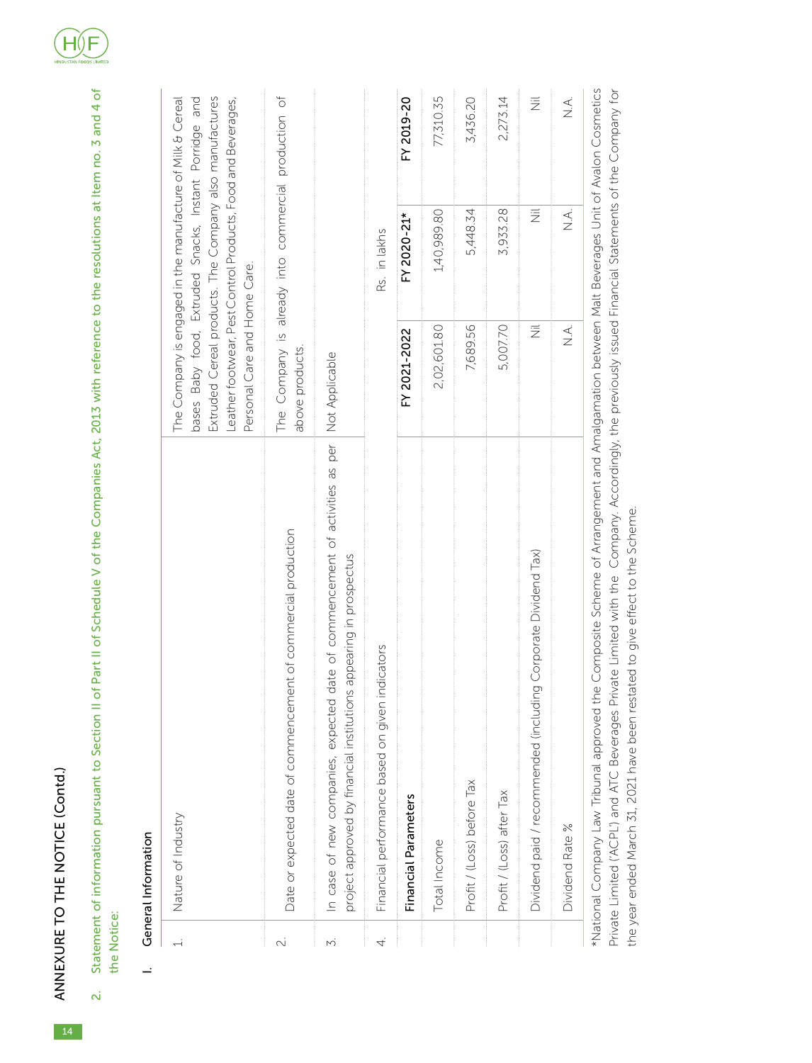## ANNEXURE TO THE NOTICE (Contd.)

2. Statement of information pursuant to Section II of Part II of Schedule V of the Companies Act, 2013 with reference to the resolutions at Item no. 3 and 4 of the Notice:

### I. General Information

| | | |
|---|---|---|
| 1. | Nature of Industry | The Company is engaged in the manufacture of Milk & Cereal bases Baby food, Extruded Snacks, Instant Porridge and Extruded Cereal products. The Company also manufactures Leather footwear, Pest Control Products, Food and Beverages, Personal Care and Home Care. |
| 2. | Date or expected date of commencement of commercial production | The Company is already into commercial production of above products. |
| 3. | In case of new companies, expected date of commencement of activities as per project approved by financial institutions appearing in prospectus | Not Applicable |
| 4. | Financial performance based on given indicators | Rs. in lakhs |

| Financial Parameters | FY 2021-2022 | FY 2020-21* | FY 2019-20 |
|---|---|---|---|
| Total Income | 2,02,601.80 | 1,40,989.80 | 77,310.35 |
| Profit / (Loss) before Tax | 7,689.56 | 5,448.34 | 3,436.20 |
| Profit / (Loss) after Tax | 5,007.70 | 3,933.28 | 2,273.14 |
| Dividend paid / recommended (including Corporate Dividend Tax) | Nil | Nil | Nil |
| Dividend Rate % | N.A. | N.A. | N.A. |

*National Company Law Tribunal approved the Composite Scheme of Arrangement and Amalgamation between Malt Beverages Unit of Avalon Cosmetics Private Limited ('ACPL') and ATC Beverages Private Limited with the Company. Accordingly, the previously issued Financial Statements of the Company for the year ended March 31, 2021 have been restated to give effect to the Scheme.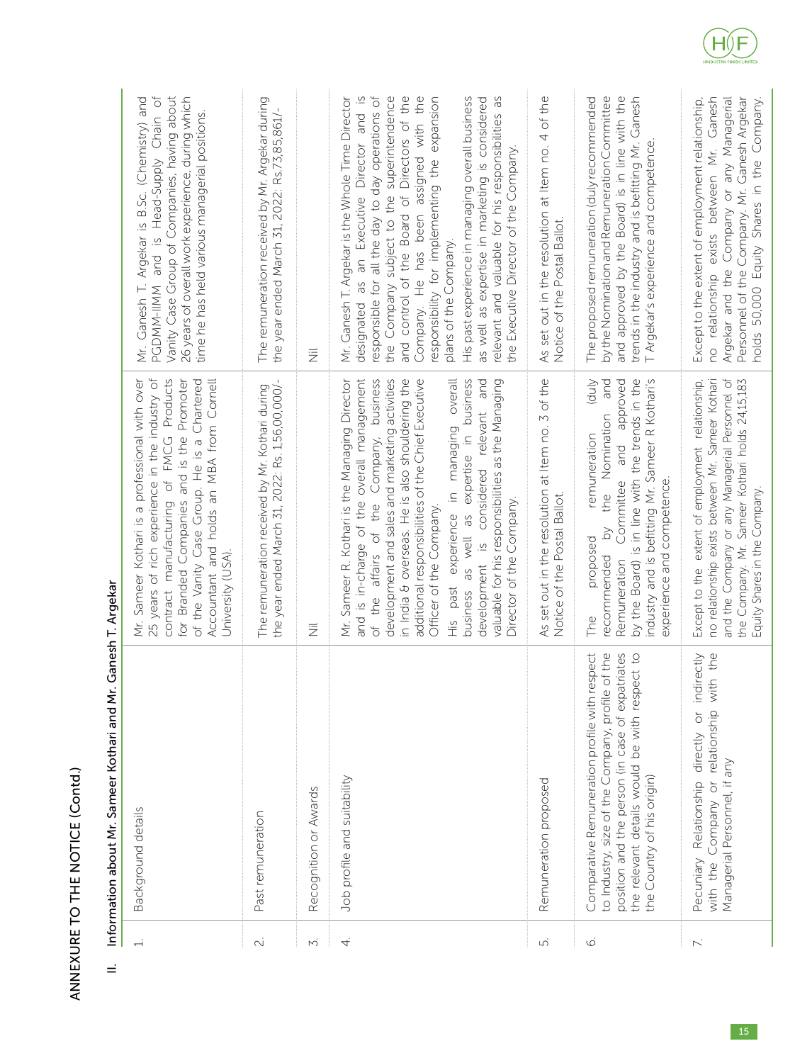# ANNEXURE TO THE NOTICE (Contd.)

## II. Information about Mr. Sameer Kothari and Mr. Ganesh T. Argekar

| | | Mr. Sameer Kothari | Mr. Ganesh T. Argekar |
|---|---|---|---|
| 1. | Background details | Mr. Sameer Kothari is a professional with over 25 years of rich experience in the industry of contract manufacturing of FMCG Products for Branded Companies and is the Promoter of the Vanity Case Group. He is a Chartered Accountant and holds an MBA from Cornell University (USA). | Mr. Ganesh T. Argekar is B.Sc. (Chemistry) and PGDMM-IIMM and is Head-Supply Chain of Vanity Case Group of Companies, having about 26 years of overall work experience, during which time he has held various managerial positions. |
| 2. | Past remuneration | The remuneration received by Mr. Kothari during the year ended March 31, 2022: Rs. 1,56,00,000/- | The remuneration received by Mr. Argekar during the year ended March 31, 2022: Rs.73,85,861/- |
| 3. | Recognition or Awards | Nil | Nil |
| 4. | Job profile and suitability | Mr. Sameer R. Kothari is the Managing Director and is in-charge of the overall management of the affairs of the Company, business development and sales and marketing activities in India & overseas. He is also shouldering the additional responsibilities of the Chief Executive Officer of the Company.<br>His past experience in managing overall business as well as expertise in business development is considered relevant and valuable for his responsibilities as the Managing Director of the Company. | Mr. Ganesh T. Argekar is the Whole Time Director designated as an Executive Director and is responsible for all the day to day operations of the Company subject to the superintendence and control of the Board of Directors of the Company. He has been assigned with the responsibility for implementing the expansion plans of the Company.<br>His past experience in managing overall business as well as expertise in marketing is considered relevant and valuable for his responsibilities as the Executive Director of the Company. |
| 5. | Remuneration proposed | As set out in the resolution at Item no. 3 of the Notice of the Postal Ballot. | As set out in the resolution at Item no. 4 of the Notice of the Postal Ballot. |
| 6. | Comparative Remuneration profile with respect to Industry, size of the Company, profile of the position and the person (in case of expatriates the relevant details would be with respect to the Country of his origin) | The proposed remuneration (duly recommended by the Nomination and Remuneration Committee and approved by the Board) is in line with the trends in the industry and is befitting Mr. Sameer R Kothari's experience and competence. | The proposed remuneration (duly recommended by the Nomination and Remuneration Committee and approved by the Board) is in line with the trends in the industry and is befitting Mr. Ganesh T Argekar's experience and competence. |
| 7. | Pecuniary Relationship directly or indirectly with the Company or relationship with the Managerial Personnel, if any | Except to the extent of employment relationship, no relationship exists between Mr. Sameer Kothari and the Company or any Managerial Personnel of the Company. Mr. Sameer Kothari holds 24,15,183 Equity Shares in the Company. | Except to the extent of employment relationship, no relationship exists between Mr. Ganesh Argekar and the Company or any Managerial Personnel of the Company. Mr. Ganesh Argekar holds 50,000 Equity Shares in the Company. |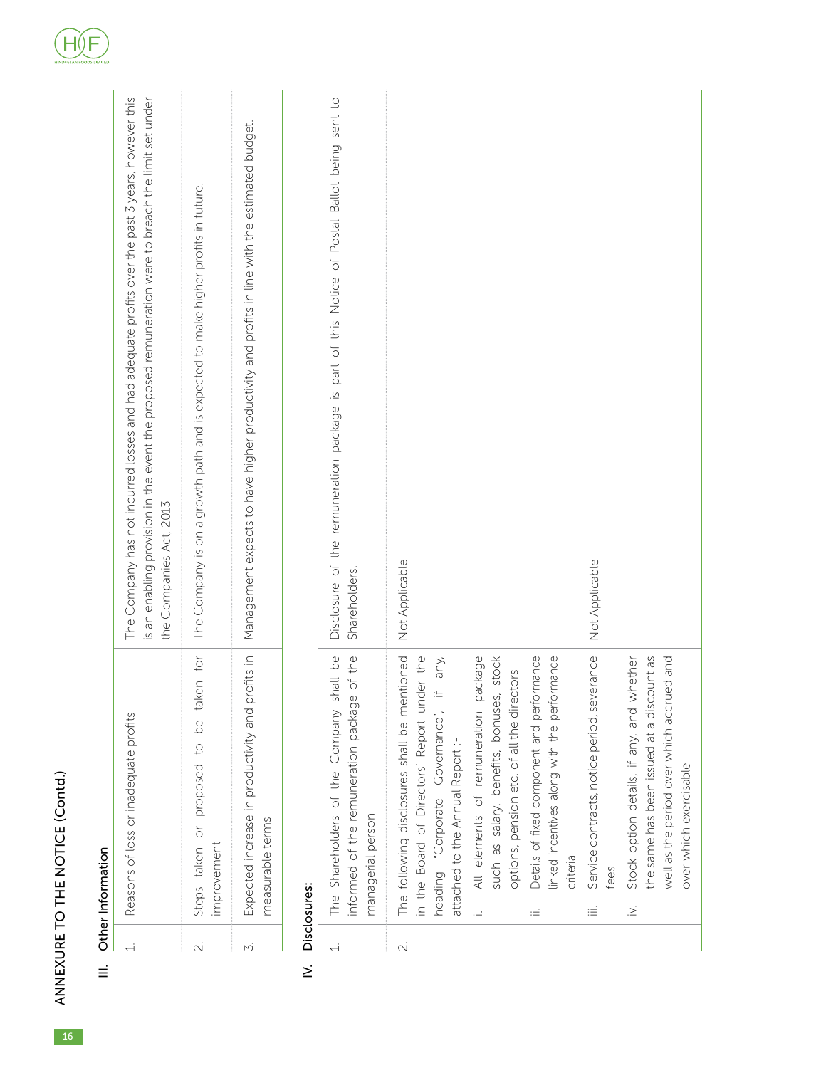## ANNEXURE TO THE NOTICE (Contd.)

### III. Other Information

| | | |
|---|---|---|
| 1. | Reasons of loss or inadequate profits | The Company has not incurred losses and had adequate profits over the past 3 years, however this is an enabling provision in the event the proposed remuneration were to breach the limit set under the Companies Act, 2013 |
| 2. | Steps taken or proposed to be taken for improvement | The Company is on a growth path and is expected to make higher profits in future. |
| 3. | Expected increase in productivity and profits in measurable terms | Management expects to have higher productivity and profits in line with the estimated budget. |

### IV. Disclosures:

| | | |
|---|---|---|
| 1. | The Shareholders of the Company shall be informed of the remuneration package of the managerial person | Disclosure of the remuneration package is part of this Notice of Postal Ballot being sent to Shareholders. |
| 2. | The following disclosures shall be mentioned in the Board of Directors' Report under the heading "Corporate Governance", if any, attached to the Annual Report :-<br>i. All elements of remuneration package such as salary, benefits, bonuses, stock options, pension etc. of all the directors<br>ii. Details of fixed component and performance linked incentives along with the performance criteria | Not Applicable |
| | iii. Service contracts, notice period, severance fees<br>iv. Stock option details, if any, and whether the same has been issued at a discount as well as the period over which accrued and over which exercisable | Not Applicable |